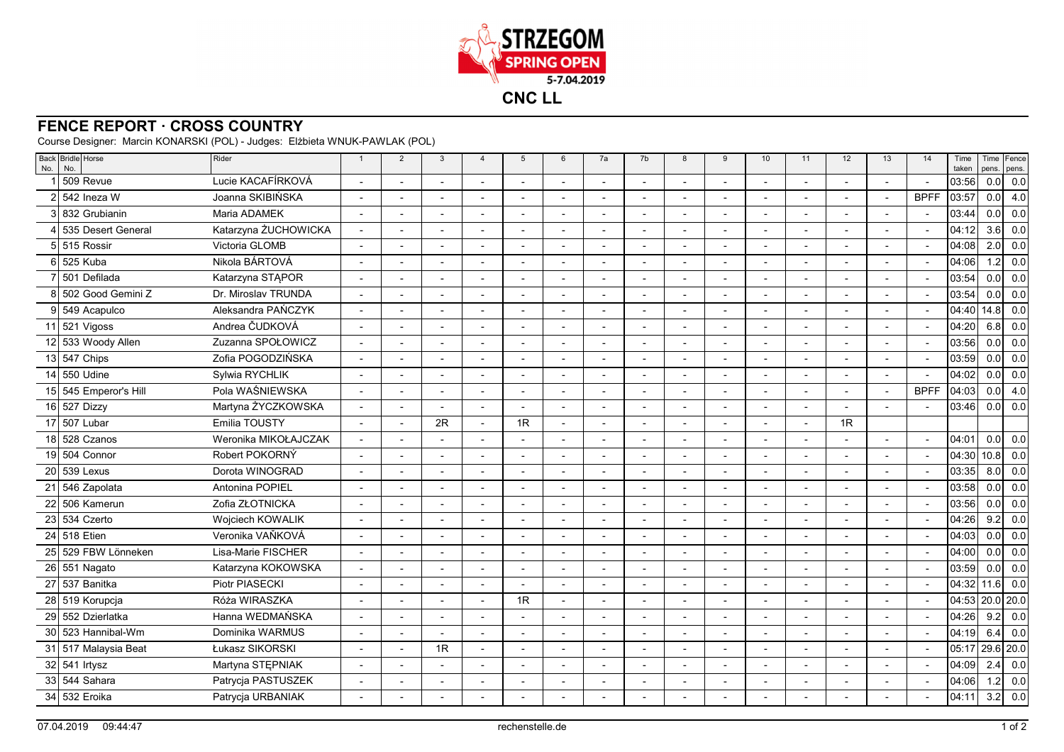STRZEGOM SPRING OPEN 5-7.04.2019

**CNC LL**

## FENCE REPORT · CROSS COUNTRY

Course Designer: Marcin KONARSKI (POL) - Judges: Elżbieta WNUK-PAWLAK (POL)

| Back No. | Bridle No. | Horse | Rider | 1 | 2 | 3 | 4 | 5 | 6 | 7a | 7b | 8 | 9 | 10 | 11 | 12 | 13 | 14 | Time taken | Time pens. | Fence pens. |
|---|---|---|---|---|---|---|---|---|---|---|---|---|---|---|---|---|---|---|---|---|---|
| 1 | 509 | Revue | Lucie KACAFÍRKOVÁ | - | - | - | - | - | - | - | - | - | - | - | - | - | - | - | 03:56 | 0.0 | 0.0 |
| 2 | 542 | Ineza W | Joanna SKIBIŃSKA | - | - | - | - | - | - | - | - | - | - | - | - | - | - | BPFF | 03:57 | 0.0 | 4.0 |
| 3 | 832 | Grubianin | Maria ADAMEK | - | - | - | - | - | - | - | - | - | - | - | - | - | - | - | 03:44 | 0.0 | 0.0 |
| 4 | 535 | Desert General | Katarzyna ŻUCHOWICKA | - | - | - | - | - | - | - | - | - | - | - | - | - | - | - | 04:12 | 3.6 | 0.0 |
| 5 | 515 | Rossir | Victoria GLOMB | - | - | - | - | - | - | - | - | - | - | - | - | - | - | - | 04:08 | 2.0 | 0.0 |
| 6 | 525 | Kuba | Nikola BÁRTOVÁ | - | - | - | - | - | - | - | - | - | - | - | - | - | - | - | 04:06 | 1.2 | 0.0 |
| 7 | 501 | Defilada | Katarzyna STĄPOR | - | - | - | - | - | - | - | - | - | - | - | - | - | - | - | 03:54 | 0.0 | 0.0 |
| 8 | 502 | Good Gemini Z | Dr. Miroslav TRUNDA | - | - | - | - | - | - | - | - | - | - | - | - | - | - | - | 03:54 | 0.0 | 0.0 |
| 9 | 549 | Acapulco | Aleksandra PAŃCZYK | - | - | - | - | - | - | - | - | - | - | - | - | - | - | - | 04:40 | 14.8 | 0.0 |
| 11 | 521 | Vigoss | Andrea ČUDKOVÁ | - | - | - | - | - | - | - | - | - | - | - | - | - | - | - | 04:20 | 6.8 | 0.0 |
| 12 | 533 | Woody Allen | Zuzanna SPOŁOWICZ | - | - | - | - | - | - | - | - | - | - | - | - | - | - | - | 03:56 | 0.0 | 0.0 |
| 13 | 547 | Chips | Zofia POGODZIŃSKA | - | - | - | - | - | - | - | - | - | - | - | - | - | - | - | 03:59 | 0.0 | 0.0 |
| 14 | 550 | Udine | Sylwia RYCHLIK | - | - | - | - | - | - | - | - | - | - | - | - | - | - | - | 04:02 | 0.0 | 0.0 |
| 15 | 545 | Emperor's Hill | Pola WAŚNIEWSKA | - | - | - | - | - | - | - | - | - | - | - | - | - | - | BPFF | 04:03 | 0.0 | 4.0 |
| 16 | 527 | Dizzy | Martyna ŻYCZKOWSKA | - | - | - | - | - | - | - | - | - | - | - | - | - | - | - | 03:46 | 0.0 | 0.0 |
| 17 | 507 | Lubar | Emilia TOUSTY | - | - | 2R | - | 1R | - | - | - | - | - | - | - | 1R | | | | | |
| 18 | 528 | Czanos | Weronika MIKOŁAJCZAK | - | - | - | - | - | - | - | - | - | - | - | - | - | - | - | 04:01 | 0.0 | 0.0 |
| 19 | 504 | Connor | Robert POKORNÝ | - | - | - | - | - | - | - | - | - | - | - | - | - | - | - | 04:30 | 10.8 | 0.0 |
| 20 | 539 | Lexus | Dorota WINOGRAD | - | - | - | - | - | - | - | - | - | - | - | - | - | - | - | 03:35 | 8.0 | 0.0 |
| 21 | 546 | Zapolata | Antonina POPIEL | - | - | - | - | - | - | - | - | - | - | - | - | - | - | - | 03:58 | 0.0 | 0.0 |
| 22 | 506 | Kamerun | Zofia ZŁOTNICKA | - | - | - | - | - | - | - | - | - | - | - | - | - | - | - | 03:56 | 0.0 | 0.0 |
| 23 | 534 | Czerto | Wojciech KOWALIK | - | - | - | - | - | - | - | - | - | - | - | - | - | - | - | 04:26 | 9.2 | 0.0 |
| 24 | 518 | Etien | Veronika VAŇKOVÁ | - | - | - | - | - | - | - | - | - | - | - | - | - | - | - | 04:03 | 0.0 | 0.0 |
| 25 | 529 | FBW Lönneken | Lisa-Marie FISCHER | - | - | - | - | - | - | - | - | - | - | - | - | - | - | - | 04:00 | 0.0 | 0.0 |
| 26 | 551 | Nagato | Katarzyna KOKOWSKA | - | - | - | - | - | - | - | - | - | - | - | - | - | - | - | 03:59 | 0.0 | 0.0 |
| 27 | 537 | Banitka | Piotr PIASECKI | - | - | - | - | - | - | - | - | - | - | - | - | - | - | - | 04:32 | 11.6 | 0.0 |
| 28 | 519 | Korupcja | Róża WIRASZKA | - | - | - | - | 1R | - | - | - | - | - | - | - | - | - | - | 04:53 | 20.0 | 20.0 |
| 29 | 552 | Dzierlatka | Hanna WEDMAŃSKA | - | - | - | - | - | - | - | - | - | - | - | - | - | - | - | 04:26 | 9.2 | 0.0 |
| 30 | 523 | Hannibal-Wm | Dominika WARMUS | - | - | - | - | - | - | - | - | - | - | - | - | - | - | - | 04:19 | 6.4 | 0.0 |
| 31 | 517 | Malaysia Beat | Łukasz SIKORSKI | - | - | 1R | - | - | - | - | - | - | - | - | - | - | - | - | 05:17 | 29.6 | 20.0 |
| 32 | 541 | Irtysz | Martyna STĘPNIAK | - | - | - | - | - | - | - | - | - | - | - | - | - | - | - | 04:09 | 2.4 | 0.0 |
| 33 | 544 | Sahara | Patrycja PASTUSZEK | - | - | - | - | - | - | - | - | - | - | - | - | - | - | - | 04:06 | 1.2 | 0.0 |
| 34 | 532 | Eroika | Patrycja URBANIAK | - | - | - | - | - | - | - | - | - | - | - | - | - | - | - | 04:11 | 3.2 | 0.0 |

07.04.2019 09:44:47 rechenstelle.de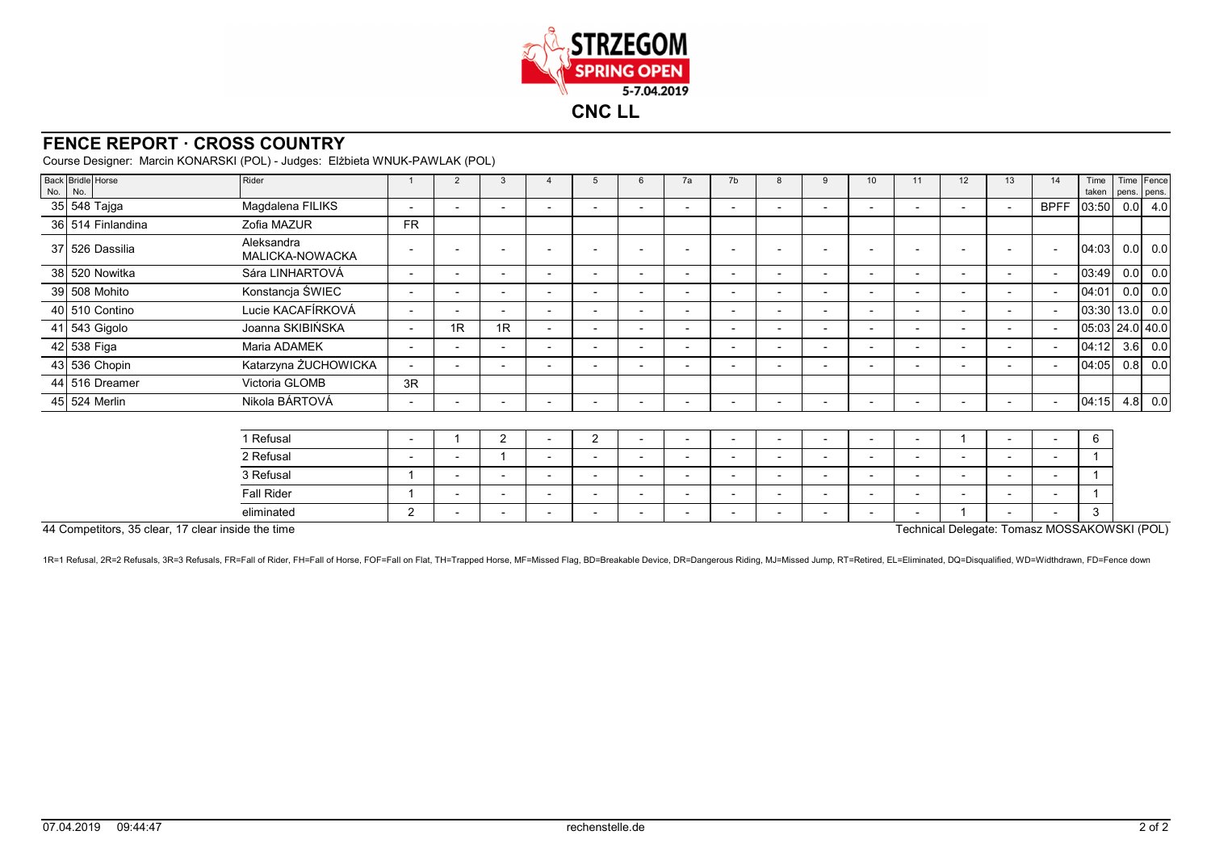STRZEGOM SPRING OPEN 5-7.04.2019

**CNC LL**

## FENCE REPORT · CROSS COUNTRY

Course Designer: Marcin KONARSKI (POL) - Judges: Elżbieta WNUK-PAWLAK (POL)

| Back No. | Bridle No. | Horse | Rider | 1 | 2 | 3 | 4 | 5 | 6 | 7a | 7b | 8 | 9 | 10 | 11 | 12 | 13 | 14 | Time taken | Time pens. | Fence pens. |
|---|---|---|---|---|---|---|---|---|---|---|---|---|---|---|---|---|---|---|---|---|---|
| 35 | 548 | Tajga | Magdalena FILIKS | - | - | - | - | - | - | - | - | - | - | - | - | - | - | BPFF | 03:50 | 0.0 | 4.0 |
| 36 | 514 | Finlandina | Zofia MAZUR | FR | | | | | | | | | | | | | | | | | |
| 37 | 526 | Dassilia | Aleksandra MALICKA-NOWACKA | - | - | - | - | - | - | - | - | - | - | - | - | - | - | - | 04:03 | 0.0 | 0.0 |
| 38 | 520 | Nowitka | Sára LINHARTOVÁ | - | - | - | - | - | - | - | - | - | - | - | - | - | - | - | 03:49 | 0.0 | 0.0 |
| 39 | 508 | Mohito | Konstancja ŚWIEC | - | - | - | - | - | - | - | - | - | - | - | - | - | - | - | 04:01 | 0.0 | 0.0 |
| 40 | 510 | Contino | Lucie KACAFÍRKOVÁ | - | - | - | - | - | - | - | - | - | - | - | - | - | - | - | 03:30 | 13.0 | 0.0 |
| 41 | 543 | Gigolo | Joanna SKIBIŃSKA | - | 1R | 1R | - | - | - | - | - | - | - | - | - | - | - | - | 05:03 | 24.0 | 40.0 |
| 42 | 538 | Figa | Maria ADAMEK | - | - | - | - | - | - | - | - | - | - | - | - | - | - | - | 04:12 | 3.6 | 0.0 |
| 43 | 536 | Chopin | Katarzyna ŻUCHOWICKA | - | - | - | - | - | - | - | - | - | - | - | - | - | - | - | 04:05 | 0.8 | 0.0 |
| 44 | 516 | Dreamer | Victoria GLOMB | 3R | | | | | | | | | | | | | | | | | |
| 45 | 524 | Merlin | Nikola BÁRTOVÁ | - | - | - | - | - | - | - | - | - | - | - | - | - | - | - | 04:15 | 4.8 | 0.0 |

| | 1 | 2 | 3 | 4 | 5 | 6 | 7a | 7b | 8 | 9 | 10 | 11 | 12 | 13 | 14 | Total |
|---|---|---|---|---|---|---|---|---|---|---|---|---|---|---|---|---|
| 1 Refusal | - | 1 | 2 | - | 2 | - | - | - | - | - | - | - | 1 | - | - | 6 |
| 2 Refusal | - | - | 1 | - | - | - | - | - | - | - | - | - | - | - | - | 1 |
| 3 Refusal | 1 | - | - | - | - | - | - | - | - | - | - | - | - | - | - | 1 |
| Fall Rider | 1 | - | - | - | - | - | - | - | - | - | - | - | - | - | - | 1 |
| eliminated | 2 | - | - | - | - | - | - | - | - | - | - | - | 1 | - | - | 3 |

44 Competitors, 35 clear, 17 clear inside the time

Technical Delegate: Tomasz MOSSAKOWSKI (POL)

1R=1 Refusal, 2R=2 Refusals, 3R=3 Refusals, FR=Fall of Rider, FH=Fall of Horse, FOF=Fall on Flat, TH=Trapped Horse, MF=Missed Flag, BD=Breakable Device, DR=Dangerous Riding, MJ=Missed Jump, RT=Retired, EL=Eliminated, DQ=Disqualified, WD=Widthdrawn, FD=Fence down

07.04.2019 09:44:47 rechenstelle.de